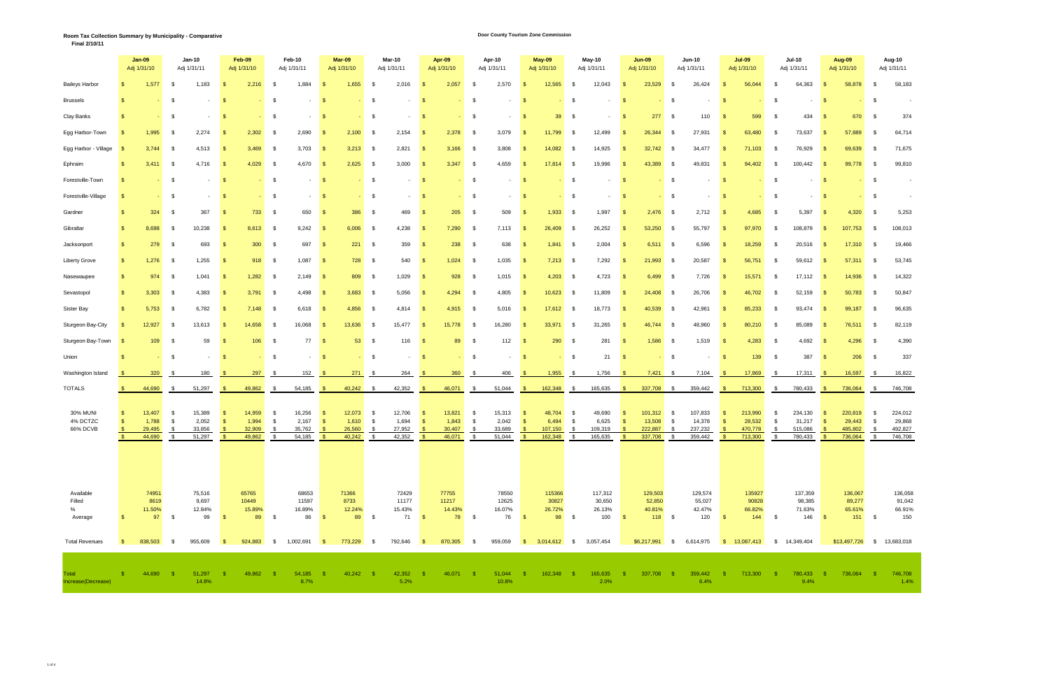**Room Tax Collection Summary by Municipality - Comparative**
**Final 2/10/11**

**Door County Tourism Zone Commission**

| | Jan-09 Adj 1/31/10 | Jan-10 Adj 1/31/11 | Feb-09 Adj 1/31/10 | Feb-10 Adj 1/31/11 | Mar-09 Adj 1/31/10 | Mar-10 Adj 1/31/11 | Apr-09 Adj 1/31/10 | Apr-10 Adj 1/31/11 | May-09 Adj 1/31/10 | May-10 Adj 1/31/11 | Jun-09 Adj 1/31/10 | Jun-10 Adj 1/31/11 | Jul-09 Adj 1/31/10 | Jul-10 Adj 1/31/11 | Aug-09 Adj 1/31/10 | Aug-10 Adj 1/31/11 |
|---|---|---|---|---|---|---|---|---|---|---|---|---|---|---|---|---|
| Baileys Harbor | $ 1,577 | $ 1,183 | $ 2,216 | $ 1,884 | $ 1,655 | $ 2,016 | $ 2,057 | $ 2,570 | $ 12,565 | $ 12,043 | $ 23,529 | $ 26,424 | $ 56,044 | $ 64,363 | $ 58,878 | $ 58,183 |
| Brussels | $ - | $ - | $ - | $ - | $ - | $ - | $ - | $ - | $ - | $ - | $ - | $ - | $ - | $ - | $ - | $ - |
| Clay Banks | $ - | $ - | $ - | $ - | $ - | $ - | $ - | $ - | $ 39 | $ - | $ 277 | $ 110 | $ 599 | $ 434 | $ 670 | $ 374 |
| Egg Harbor-Town | $ 1,995 | $ 2,274 | $ 2,302 | $ 2,690 | $ 2,100 | $ 2,154 | $ 2,378 | $ 3,079 | $ 11,799 | $ 12,499 | $ 26,344 | $ 27,931 | $ 63,480 | $ 73,637 | $ 57,889 | $ 64,714 |
| Egg Harbor - Village | $ 3,744 | $ 4,513 | $ 3,469 | $ 3,703 | $ 3,213 | $ 2,821 | $ 3,166 | $ 3,808 | $ 14,082 | $ 14,925 | $ 32,742 | $ 34,477 | $ 71,103 | $ 76,929 | $ 69,639 | $ 71,675 |
| Ephraim | $ 3,411 | $ 4,716 | $ 4,029 | $ 4,670 | $ 2,625 | $ 3,000 | $ 3,347 | $ 4,659 | $ 17,814 | $ 19,996 | $ 43,389 | $ 49,831 | $ 94,402 | $ 100,442 | $ 99,778 | $ 99,810 |
| Forestville-Town | $ - | $ - | $ - | $ - | $ - | $ - | $ - | $ - | $ - | $ - | $ - | $ - | $ - | $ - | $ - | $ - |
| Forestville-Village | $ - | $ - | $ - | $ - | $ - | $ - | $ - | $ - | $ - | $ - | $ - | $ - | $ - | $ - | $ - | $ - |
| Gardner | $ 324 | $ 367 | $ 733 | $ 650 | $ 386 | $ 469 | $ 205 | $ 509 | $ 1,933 | $ 1,997 | $ 2,476 | $ 2,712 | $ 4,685 | $ 5,397 | $ 4,320 | $ 5,253 |
| Gibraltar | $ 8,698 | $ 10,238 | $ 8,613 | $ 9,242 | $ 6,006 | $ 4,238 | $ 7,290 | $ 7,113 | $ 26,409 | $ 26,252 | $ 53,250 | $ 55,797 | $ 97,970 | $ 108,879 | $ 107,753 | $ 108,013 |
| Jacksonport | $ 279 | $ 693 | $ 300 | $ 697 | $ 221 | $ 359 | $ 238 | $ 638 | $ 1,841 | $ 2,004 | $ 6,511 | $ 6,596 | $ 18,259 | $ 20,516 | $ 17,310 | $ 19,466 |
| Liberty Grove | $ 1,276 | $ 1,255 | $ 918 | $ 1,087 | $ 728 | $ 540 | $ 1,024 | $ 1,035 | $ 7,213 | $ 7,292 | $ 21,993 | $ 20,587 | $ 56,751 | $ 59,612 | $ 57,311 | $ 53,745 |
| Nasewaupee | $ 974 | $ 1,041 | $ 1,282 | $ 2,149 | $ 809 | $ 1,029 | $ 928 | $ 1,015 | $ 4,203 | $ 4,723 | $ 6,499 | $ 7,726 | $ 15,571 | $ 17,112 | $ 14,936 | $ 14,322 |
| Sevastopol | $ 3,303 | $ 4,383 | $ 3,791 | $ 4,498 | $ 3,683 | $ 5,056 | $ 4,294 | $ 4,805 | $ 10,623 | $ 11,809 | $ 24,408 | $ 26,706 | $ 46,702 | $ 52,159 | $ 50,783 | $ 50,847 |
| Sister Bay | $ 5,753 | $ 6,782 | $ 7,148 | $ 6,618 | $ 4,856 | $ 4,814 | $ 4,915 | $ 5,016 | $ 17,612 | $ 18,773 | $ 40,539 | $ 42,961 | $ 85,233 | $ 93,474 | $ 99,187 | $ 96,635 |
| Sturgeon Bay-City | $ 12,927 | $ 13,613 | $ 14,658 | $ 16,068 | $ 13,636 | $ 15,477 | $ 15,778 | $ 16,280 | $ 33,971 | $ 31,265 | $ 46,744 | $ 48,960 | $ 80,210 | $ 85,089 | $ 76,511 | $ 82,119 |
| Sturgeon Bay-Town | $ 109 | $ 59 | $ 106 | $ 77 | $ 53 | $ 116 | $ 89 | $ 112 | $ 290 | $ 281 | $ 1,586 | $ 1,519 | $ 4,283 | $ 4,692 | $ 4,296 | $ 4,390 |
| Union | $ - | $ - | $ - | $ - | $ - | $ - | $ - | $ - | $ - | $ 21 | $ - | $ - | $ 139 | $ 387 | $ 206 | $ 337 |
| Washington Island | $ 320 | $ 180 | $ 297 | $ 152 | $ 271 | $ 264 | $ 360 | $ 406 | $ 1,955 | $ 1,756 | $ 7,421 | $ 7,104 | $ 17,869 | $ 17,311 | $ 16,597 | $ 16,822 |
| TOTALS | $ 44,690 | $ 51,297 | $ 49,862 | $ 54,185 | $ 40,242 | $ 42,352 | $ 46,071 | $ 51,044 | $ 162,348 | $ 165,635 | $ 337,708 | $ 359,442 | $ 713,300 | $ 780,433 | $ 736,064 | $ 746,708 |
| 30% MUNI | $ 13,407 | $ 15,389 | $ 14,959 | $ 16,256 | $ 12,073 | $ 12,706 | $ 13,821 | $ 15,313 | $ 48,704 | $ 49,690 | $ 101,312 | $ 107,833 | $ 213,990 | $ 234,130 | $ 220,819 | $ 224,012 |
| 4% DCTZC | $ 1,788 | $ 2,052 | $ 1,994 | $ 2,167 | $ 1,610 | $ 1,694 | $ 1,843 | $ 2,042 | $ 6,494 | $ 6,625 | $ 13,508 | $ 14,378 | $ 28,532 | $ 31,217 | $ 29,443 | $ 29,868 |
| 66% DCVB | $ 29,495 | $ 33,856 | $ 32,909 | $ 35,762 | $ 26,560 | $ 27,952 | $ 30,407 | $ 33,689 | $ 107,150 | $ 109,319 | $ 222,887 | $ 237,232 | $ 470,778 | $ 515,086 | $ 485,802 | $ 492,827 |
| | $ 44,690 | $ 51,297 | $ 49,862 | $ 54,185 | $ 40,242 | $ 42,352 | $ 46,071 | $ 51,044 | $ 162,348 | $ 165,635 | $ 337,708 | $ 359,442 | $ 713,300 | $ 780,433 | $ 736,064 | $ 746,708 |
| Available | 74951 | 75,516 | 65765 | 68653 | 71366 | 72429 | 77755 | 78550 | 115366 | 117,312 | 129,503 | 129,574 | 135927 | 137,359 | 136,067 | 136,058 |
| Filled | 8619 | 9,697 | 10449 | 11597 | 8733 | 11177 | 11217 | 12625 | 30827 | 30,650 | 52,850 | 55,027 | 90828 | 98,385 | 89,277 | 91,042 |
| % | 11.50% | 12.84% | 15.89% | 16.89% | 12.24% | 15.43% | 14.43% | 16.07% | 26.72% | 26.13% | 40.81% | 42.47% | 66.82% | 71.63% | 65.61% | 66.91% |
| Average | $ 97 | $ 99 | $ 89 | $ 86 | $ 89 | $ 71 | $ 78 | $ 76 | $ 98 | $ 100 | $ 118 | $ 120 | $ 144 | $ 146 | $ 151 | $ 150 |
| Total Revenues | $ 838,503 | $ 955,609 | $ 924,883 | $ 1,002,691 | $ 773,229 | $ 792,646 | $ 870,305 | $ 959,059 | $ 3,014,612 | $ 3,057,454 | $6,217,991 | $ 6,614,975 | $ 13,087,413 | $ 14,349,404 | $13,497,726 | $ 13,683,018 |
| Total | $ 44,690 | $ 51,297 | $ 49,862 | $ 54,185 | $ 40,242 | $ 42,352 | $ 46,071 | $ 51,044 | $ 162,348 | $ 165,635 | $ 337,708 | $ 359,442 | $ 713,300 | $ 780,433 | $ 736,064 | $ 746,708 |
| Increase(Decrease) | | 14.8% | | 8.7% | | 5.2% | | 10.8% | | 2.0% | | 6.4% | | 9.4% | | 1.4% |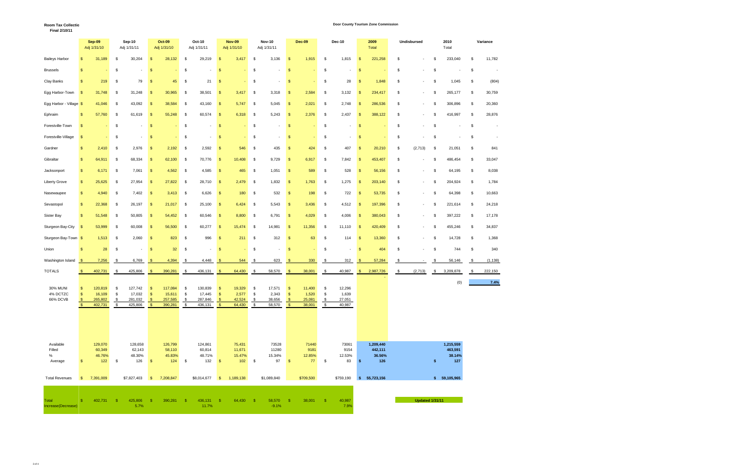**Room Tax Collectio**
**Final 2/10/11**

**Door County Tourism Zone Commission**

| | Sep-09 Adj 1/31/10 | Sep-10 Adj 1/31/11 | Oct-09 Adj 1/31/10 | Oct-10 Adj 1/31/11 | Nov-09 Adj 1/31/10 | Nov-10 Adj 1/31/11 | Dec-09 | Dec-10 | 2009 Total | Undisbursed | 2010 Total | Variance |
|---|---|---|---|---|---|---|---|---|---|---|---|---|
| Baileys Harbor | $ 31,189 | $ 30,204 | $ 28,132 | $ 29,219 | $ 3,417 | $ 3,136 | $ 1,915 | $ 1,815 | $ 221,258 | $ - | $ 233,040 | $ 11,782 |
| Brussels | $ - | $ - | $ - | $ - | $ - | $ - | $ - | $ - | $ - | $ - | $ - | $ - |
| Clay Banks | $ 219 | $ 79 | $ 45 | $ 21 | $ - | $ - | $ - | $ 28 | $ 1,848 | $ - | $ 1,045 | $ (804) |
| Egg Harbor-Town | $ 31,748 | $ 31,248 | $ 30,965 | $ 38,501 | $ 3,417 | $ 3,318 | $ 2,584 | $ 3,132 | $ 234,417 | $ - | $ 265,177 | $ 30,759 |
| Egg Harbor - Village | $ 41,046 | $ 43,092 | $ 38,584 | $ 43,160 | $ 5,747 | $ 5,045 | $ 2,021 | $ 2,748 | $ 286,536 | $ - | $ 306,896 | $ 20,360 |
| Ephraim | $ 57,760 | $ 61,619 | $ 55,248 | $ 60,574 | $ 6,318 | $ 5,243 | $ 2,376 | $ 2,437 | $ 388,122 | $ - | $ 416,997 | $ 28,876 |
| Forestville-Town | $ - | $ - | $ - | $ - | $ - | $ - | $ - | $ - | $ - | $ - | $ - | $ - |
| Forestville-Village | $ - | $ - | $ - | $ - | $ - | $ - | $ - | $ - | $ - | $ - | $ - | $ - |
| Gardner | $ 2,410 | $ 2,976 | $ 2,192 | $ 2,592 | $ 546 | $ 435 | $ 424 | $ 407 | $ 20,210 | $ (2,713) | $ 21,051 | $ 841 |
| Gibraltar | $ 64,911 | $ 68,334 | $ 62,100 | $ 70,776 | $ 10,408 | $ 9,729 | $ 6,917 | $ 7,842 | $ 453,407 | $ - | $ 486,454 | $ 33,047 |
| Jacksonport | $ 6,171 | $ 7,061 | $ 4,562 | $ 4,585 | $ 465 | $ 1,051 | $ 589 | $ 528 | $ 56,156 | $ - | $ 64,195 | $ 8,038 |
| Liberty Grove | $ 25,625 | $ 27,954 | $ 27,822 | $ 28,710 | $ 2,479 | $ 1,832 | $ 1,763 | $ 1,275 | $ 203,140 | $ - | $ 204,924 | $ 1,784 |
| Nasewaupee | $ 4,940 | $ 7,402 | $ 3,413 | $ 6,626 | $ 180 | $ 532 | $ 198 | $ 722 | $ 53,735 | $ - | $ 64,398 | $ 10,663 |
| Sevastopol | $ 22,368 | $ 26,197 | $ 21,017 | $ 25,100 | $ 6,424 | $ 5,543 | $ 3,436 | $ 4,512 | $ 197,396 | $ - | $ 221,614 | $ 24,218 |
| Sister Bay | $ 51,548 | $ 50,805 | $ 54,452 | $ 60,546 | $ 8,800 | $ 6,791 | $ 4,029 | $ 4,006 | $ 380,043 | $ - | $ 397,222 | $ 17,178 |
| Sturgeon Bay-City | $ 53,999 | $ 60,008 | $ 56,500 | $ 60,277 | $ 15,474 | $ 14,981 | $ 11,356 | $ 11,110 | $ 420,409 | $ - | $ 455,246 | $ 34,837 |
| Sturgeon Bay-Town | $ 1,513 | $ 2,060 | $ 823 | $ 996 | $ 211 | $ 312 | $ 63 | $ 114 | $ 13,360 | $ - | $ 14,728 | $ 1,368 |
| Union | $ 28 | $ - | $ 32 | $ - | $ - | $ - | $ - | $ - | $ 404 | $ - | $ 744 | $ 340 |
| Washington Island | $ 7,256 | $ 6,769 | $ 4,394 | $ 4,448 | $ 544 | $ 623 | $ 330 | $ 312 | $ 57,284 | $ - | $ 56,146 | $ (1,138) |
| TOTALS | $ 402,731 | $ 425,806 | $ 390,281 | $ 436,131 | $ 64,430 | $ 58,570 | $ 38,001 | $ 40,987 | $ 2,987,726 | $ (2,713) | $ 3,209,878 | $ 222,150 |
| | | | | | | | | | - | | (0) | 7.4% |
| 30% MUNI | $ 120,819 | $ 127,742 | $ 117,084 | $ 130,839 | $ 19,329 | $ 17,571 | $ 11,400 | $ 12,296 | | | | |
| 4% DCTZC | $ 16,109 | $ 17,032 | $ 15,611 | $ 17,445 | $ 2,577 | $ 2,343 | $ 1,520 | $ 1,639 | | | | |
| 66% DCVB | $ 265,802 | $ 281,032 | $ 257,585 | $ 287,846 | $ 42,524 | $ 38,656 | $ 25,081 | $ 27,051 | | | | |
| | $ 402,731 | $ 425,806 | $ 390,281 | $ 436,131 | $ 64,430 | $ 58,570 | $ 38,001 | $ 40,987 | | | | |
| Available | 129,070 | 128,658 | 126,799 | 124,861 | 75,431 | 73528 | 71440 | 73061 | 1,209,440 | | 1,215,559 | |
| Filled | 60,349 | 62,143 | 58,110 | 60,814 | 11,671 | 11280 | 9181 | 9154 | 442,111 | | 463,591 | |
| % | 46.76% | 48.30% | 45.83% | 48.71% | 15.47% | 15.34% | 12.85% | 12.53% | 36.56% | | 38.14% | |
| Average | $ 122 | $ 126 | $ 124 | $ 132 | $ 102 | $ 97 | $ 77 | $ 83 | $ 126 | | $ 127 | |
| Total Revenues | $ 7,391,009 | $7,827,403 | $ 7,208,847 | $8,014,677 | $ 1,189,138 | $1,089,840 | $709,500 | $759,190 | $ 55,723,156 | | $ 59,105,965 | |
| Total Increase(Decrease) | $ 402,731 | $ 425,806 5.7% | $ 390,281 | $ 436,131 11.7% | $ 64,430 | $ 58,570 -9.1% | $ 38,001 | $ 40,987 7.9% | | Updated 1/31/11 | | |